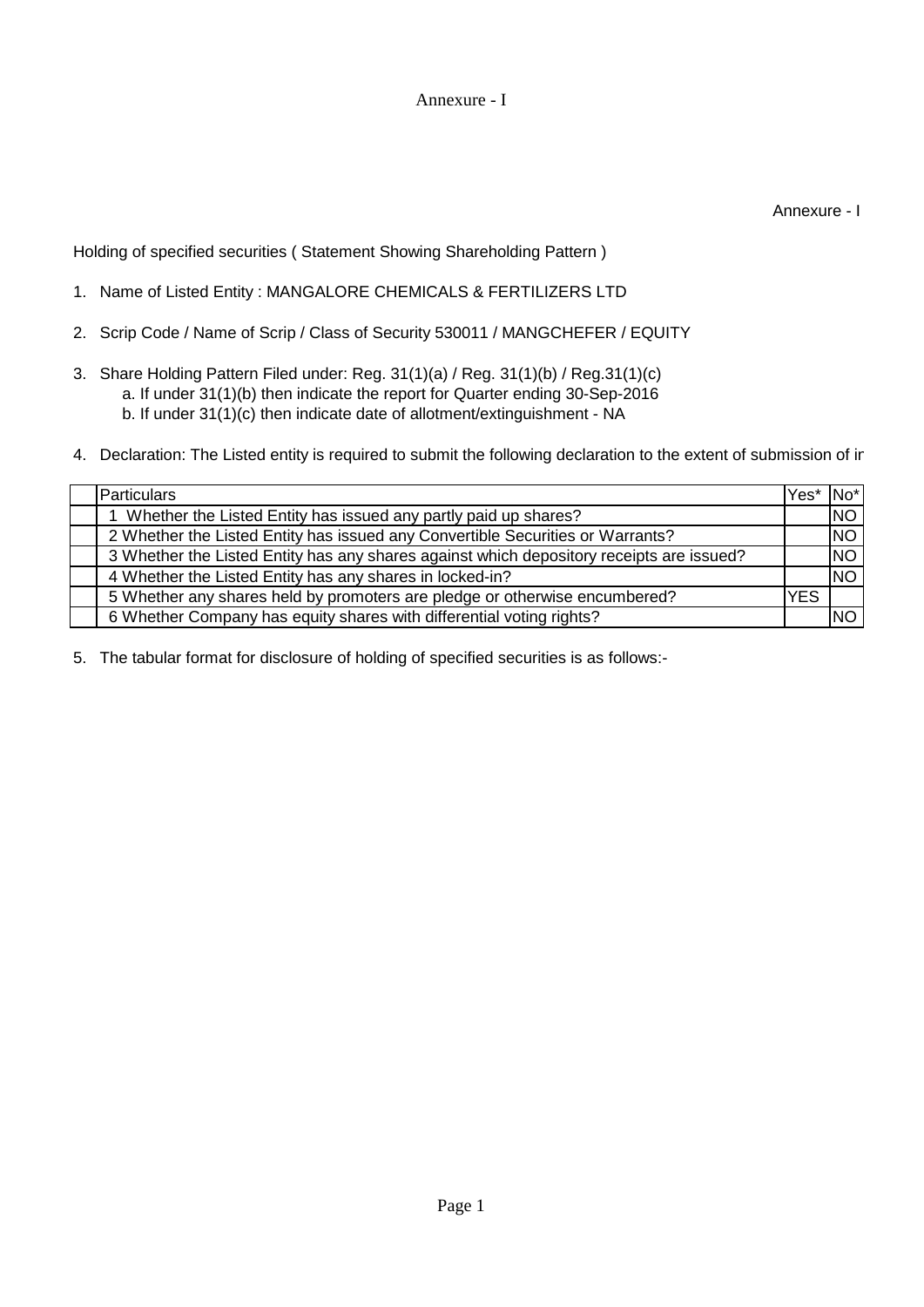Annexure - I

Annexure - I

Holding of specified securities ( Statement Showing Shareholding Pattern )

1. Name of Listed Entity : MANGALORE CHEMICALS & FERTILIZERS LTD

2. Scrip Code / Name of Scrip / Class of Security 530011 / MANGCHEFER / EQUITY

3. Share Holding Pattern Filed under: Reg. 31(1)(a) / Reg. 31(1)(b) / Reg.31(1)(c)
   a. If under 31(1)(b) then indicate the report for Quarter ending 30-Sep-2016
   b. If under 31(1)(c) then indicate date of allotment/extinguishment - NA

4. Declaration: The Listed entity is required to submit the following declaration to the extent of submission of ir

| | Particulars | Yes* | No* |
|---|---|---|---|
| | 1 Whether the Listed Entity has issued any partly paid up shares? | | NO |
| | 2 Whether the Listed Entity has issued any Convertible Securities or Warrants? | | NO |
| | 3 Whether the Listed Entity has any shares against which depository receipts are issued? | | NO |
| | 4 Whether the Listed Entity has any shares in locked-in? | | NO |
| | 5 Whether any shares held by promoters are pledge or otherwise encumbered? | YES | |
| | 6 Whether Company has equity shares with differential voting rights? | | NO |

5. The tabular format for disclosure of holding of specified securities is as follows:-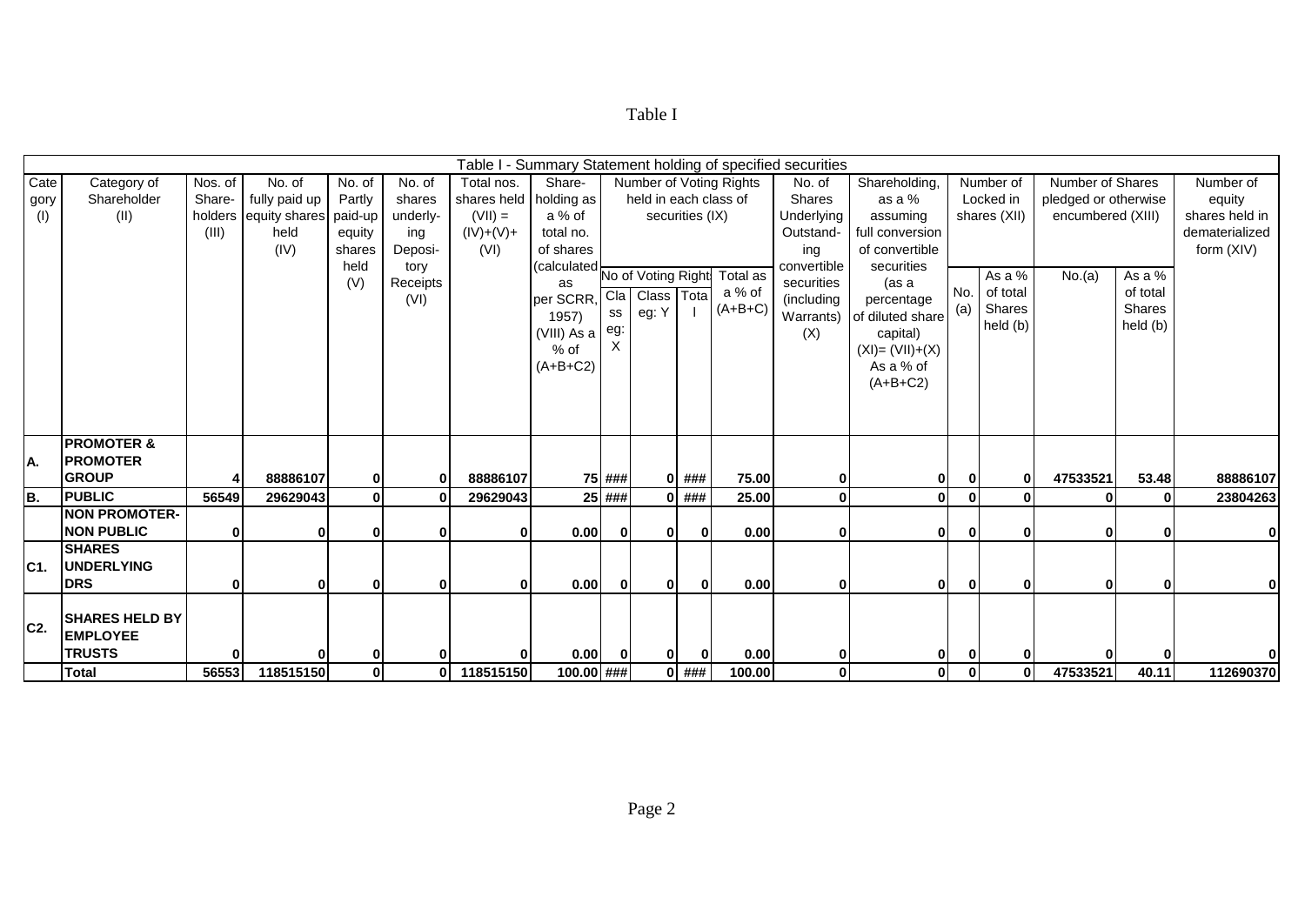Table I

| Table I - Summary Statement holding of specified securities | | | | | | | | | | | | | | | | | | | |
|---|---|---|---|---|---|---|---|---|---|---|---|---|---|---|---|---|---|---|---|
| Category (I) | Category of Shareholder (II) | Nos. of Share-holders (III) | No. of fully paid up equity shares held (IV) | No. of Partly paid-up equity shares held (V) | No. of shares underly-ing Deposi-tory Receipts (VI) | Total nos. shares held (VII) = (IV)+(V)+ (VI) | Share-holding as a % of total no. of shares (calculated as per SCRR, 1957) (VIII) As a % of (A+B+C2) | Number of Voting Rights held in each class of securities (IX) | | | | No. of Shares Underlying Outstand-ing convertible securities (including Warrants) (X) | Shareholding, as a % assuming full conversion of convertible securities (as a percentage of diluted share capital) (XI)= (VII)+(X) As a % of (A+B+C2) | Number of Locked in shares (XII) | | Number of Shares pledged or otherwise encumbered (XIII) | | Number of equity shares held in dematerialized form (XIV) |
| | | | | | | | | No of Voting Rights | | | Total as a % of (A+B+C) | | | No. (a) | As a % of total Shares held (b) | No.(a) | As a % of total Shares held (b) | |
| | | | | | | | | Class eg: X | Class eg: Y | Total | | | | | | | | |
| A. | **PROMOTER & PROMOTER GROUP** | 4 | 88886107 | 0 | 0 | 88886107 | 75 | ### | 0 | ### | 75.00 | 0 | 0 | 0 | 0 | 47533521 | 53.48 | 88886107 |
| B. | **PUBLIC** | 56549 | 29629043 | 0 | 0 | 29629043 | 25 | ### | 0 | ### | 25.00 | 0 | 0 | 0 | 0 | 0 | 0 | 23804263 |
| | **NON PROMOTER-NON PUBLIC** | 0 | 0 | 0 | 0 | 0 | 0.00 | 0 | 0 | 0 | 0.00 | 0 | 0 | 0 | 0 | 0 | 0 | 0 |
| C1. | **SHARES UNDERLYING DRS** | 0 | 0 | 0 | 0 | 0 | 0.00 | 0 | 0 | 0 | 0.00 | 0 | 0 | 0 | 0 | 0 | 0 | 0 |
| C2. | **SHARES HELD BY EMPLOYEE TRUSTS** | 0 | 0 | 0 | 0 | 0 | 0.00 | 0 | 0 | 0 | 0.00 | 0 | 0 | 0 | 0 | 0 | 0 | 0 |
| | **Total** | 56553 | 118515150 | 0 | 0 | 118515150 | 100.00 | ### | 0 | ### | 100.00 | 0 | 0 | 0 | 0 | 47533521 | 40.11 | 112690370 |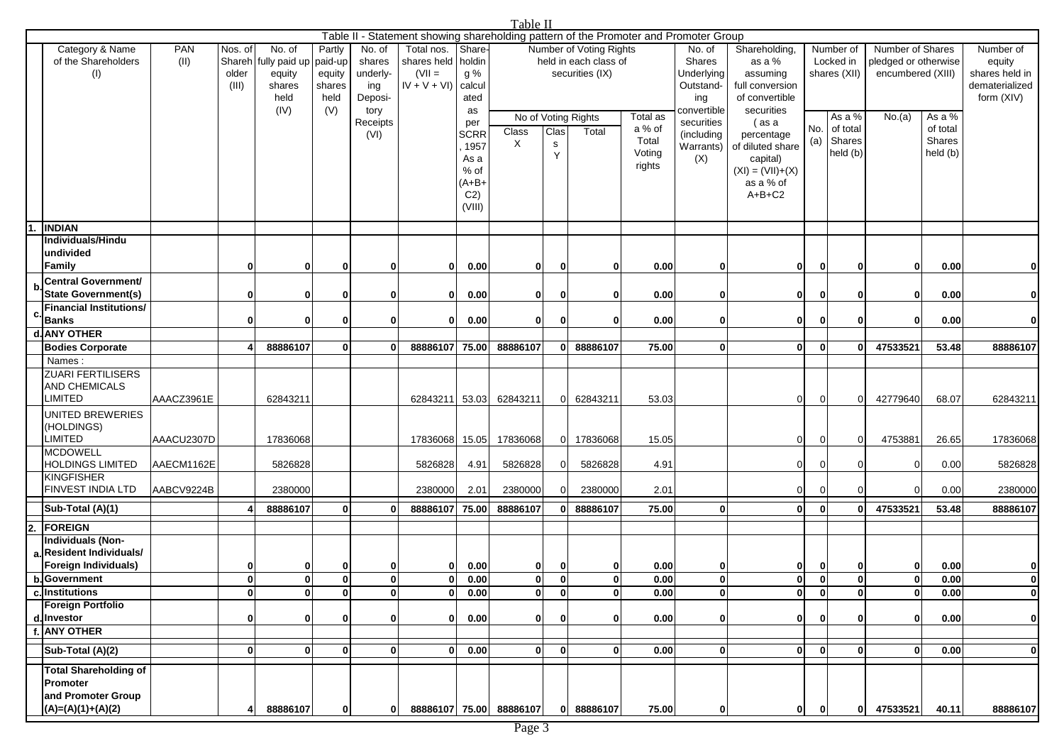Table II

Table II - Statement showing shareholding pattern of the Promoter and Promoter Group

| | Category & Name of the Shareholders (I) | PAN (II) | Nos. of Shareholder (III) | No. of fully paid up equity shares held (IV) | Partly paid-up equity shares held (V) | No. of shares underlying Depository Receipts (VI) | Total nos. shares held (VII = IV + V + VI) | Shareholding % calculated as per SCRR, 1957 As a % of (A+B+C2) (VIII) | Number of Voting Rights held in each class of securities (IX) | | | | No. of Shares Underlying Outstanding convertible securities (including Warrants) (X) | Shareholding, as a % assuming full conversion of convertible securities ( as a percentage of diluted share capital) (XI) = (VII)+(X) as a % of A+B+C2 | Number of Locked in shares (XII) | | Number of Shares pledged or otherwise encumbered (XIII) | | Number of equity shares held in dematerialized form (XIV) |
|---|---|---|---|---|---|---|---|---|---|---|---|---|---|---|---|---|---|---|---|
| | | | | | | | | | No of Voting Rights | | | Total as a % of Total Voting rights | | | No. (a) | As a % of total Shares held (b) | No.(a) | As a % of total Shares held (b) | |
| | | | | | | | | | Class X | Class Y | Total | | | | | | | | |
| 1. | INDIAN | | | | | | | | | | | | | | | | | | |
| | **Individuals/Hindu undivided Family** | | **0** | **0** | **0** | **0** | **0** | **0.00** | **0** | **0** | **0** | **0.00** | **0** | **0** | **0** | **0** | **0** | **0.00** | **0** |
| b. | **Central Government/ State Government(s)** | | **0** | **0** | **0** | **0** | **0** | **0.00** | **0** | **0** | **0** | **0.00** | **0** | **0** | **0** | **0** | **0** | **0.00** | **0** |
| c. | **Financial Institutions/ Banks** | | **0** | **0** | **0** | **0** | **0** | **0.00** | **0** | **0** | **0** | **0.00** | **0** | **0** | **0** | **0** | **0** | **0.00** | **0** |
| d. | **ANY OTHER** | | | | | | | | | | | | | | | | | | |
| | **Bodies Corporate** | | **4** | **88886107** | **0** | **0** | **88886107** | **75.00** | **88886107** | **0** | **88886107** | **75.00** | **0** | **0** | **0** | **0** | **47533521** | **53.48** | **88886107** |
| | Names : | | | | | | | | | | | | | | | | | | |
| | ZUARI FERTILISERS AND CHEMICALS LIMITED | AAACZ3961E | | 62843211 | | | 62843211 | 53.03 | 62843211 | 0 | 62843211 | 53.03 | | 0 | 0 | 0 | 42779640 | 68.07 | 62843211 |
| | UNITED BREWERIES (HOLDINGS) LIMITED | AAACU2307D | | 17836068 | | | 17836068 | 15.05 | 17836068 | 0 | 17836068 | 15.05 | | 0 | 0 | 0 | 4753881 | 26.65 | 17836068 |
| | MCDOWELL HOLDINGS LIMITED | AAECM1162E | | 5826828 | | | 5826828 | 4.91 | 5826828 | 0 | 5826828 | 4.91 | | 0 | 0 | 0 | 0 | 0.00 | 5826828 |
| | KINGFISHER FINVEST INDIA LTD | AABCV9224B | | 2380000 | | | 2380000 | 2.01 | 2380000 | 0 | 2380000 | 2.01 | | 0 | 0 | 0 | 0 | 0.00 | 2380000 |
| | **Sub-Total (A)(1)** | | **4** | **88886107** | **0** | **0** | **88886107** | **75.00** | **88886107** | **0** | **88886107** | **75.00** | **0** | **0** | **0** | **0** | **47533521** | **53.48** | **88886107** |
| 2. | **FOREIGN** | | | | | | | | | | | | | | | | | | |
| a. | **Individuals (Non-Resident Individuals/ Foreign Individuals)** | | **0** | **0** | **0** | **0** | **0** | **0.00** | **0** | **0** | **0** | **0.00** | **0** | **0** | **0** | **0** | **0** | **0.00** | **0** |
| b. | **Government** | | **0** | **0** | **0** | **0** | **0** | **0.00** | **0** | **0** | **0** | **0.00** | **0** | **0** | **0** | **0** | **0** | **0.00** | **0** |
| c. | **Institutions** | | **0** | **0** | **0** | **0** | **0** | **0.00** | **0** | **0** | **0** | **0.00** | **0** | **0** | **0** | **0** | **0** | **0.00** | **0** |
| d. | **Foreign Portfolio Investor** | | **0** | **0** | **0** | **0** | **0** | **0.00** | **0** | **0** | **0** | **0.00** | **0** | **0** | **0** | **0** | **0** | **0.00** | **0** |
| f. | **ANY OTHER** | | | | | | | | | | | | | | | | | | |
| | **Sub-Total (A)(2)** | | **0** | **0** | **0** | **0** | **0** | **0.00** | **0** | **0** | **0** | **0.00** | **0** | **0** | **0** | **0** | **0** | **0.00** | **0** |
| | **Total Shareholding of Promoter and Promoter Group (A)=(A)(1)+(A)(2)** | | **4** | **88886107** | **0** | **0** | **88886107** | **75.00** | **88886107** | **0** | **88886107** | **75.00** | **0** | **0** | **0** | **0** | **47533521** | **40.11** | **88886107** |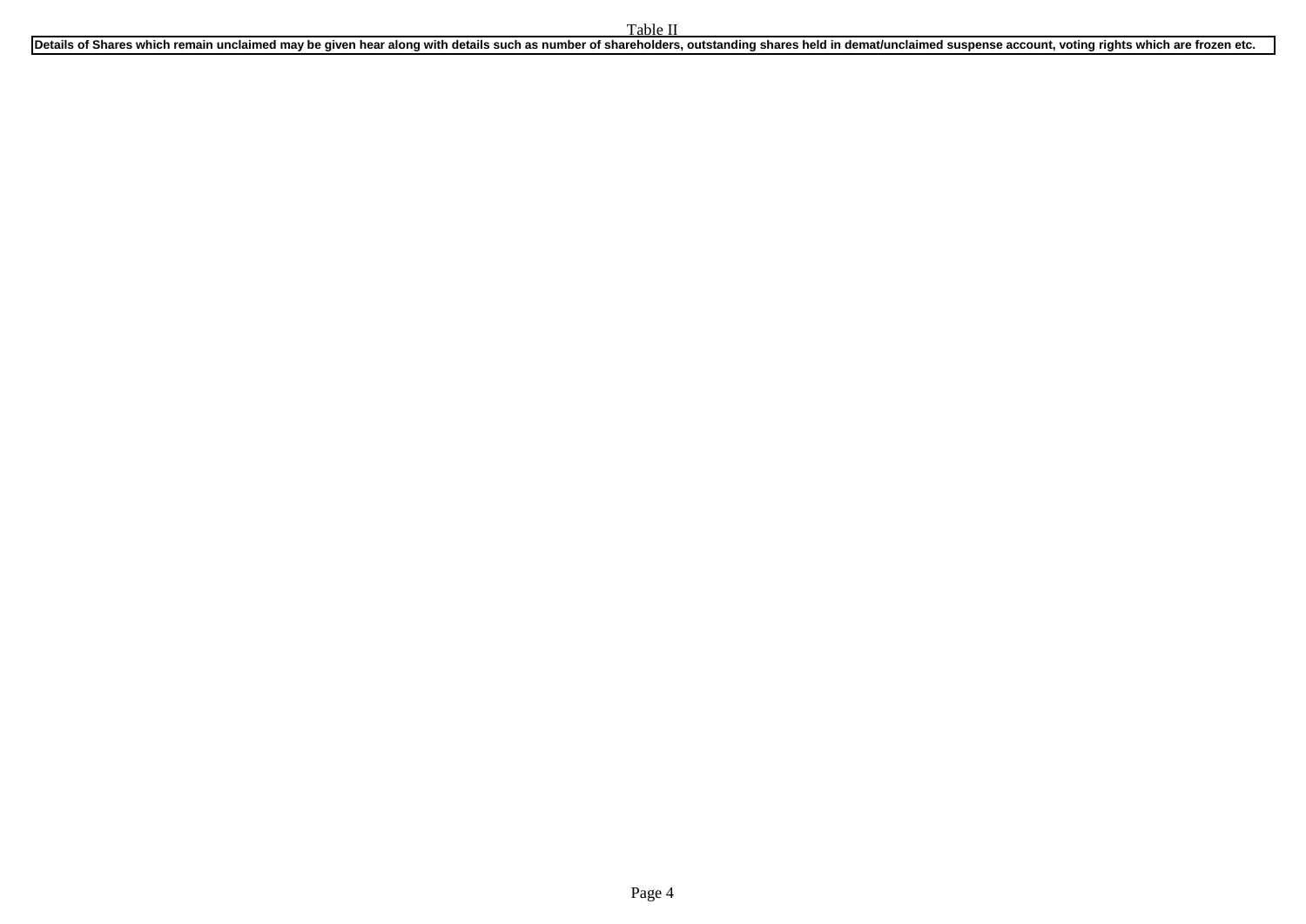Table II

| Details of Shares which remain unclaimed may be given hear along with details such as number of shareholders, outstanding shares held in demat/unclaimed suspense account, voting rights which are frozen etc. |
| --- |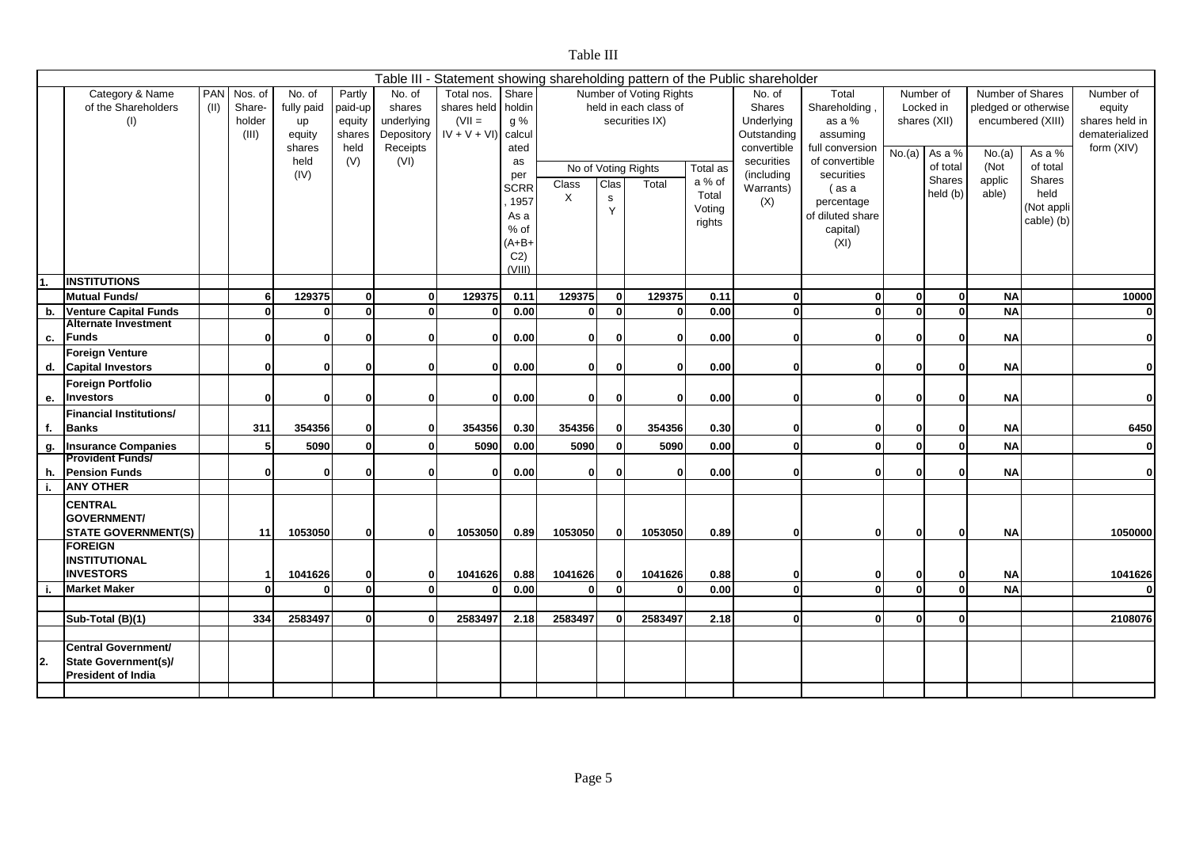Table III

| | Table III - Statement showing shareholding pattern of the Public shareholder | | | | | | | | | | | | | | | | | | | | |
|---|---|---|---|---|---|---|---|---|---|---|---|---|---|---|---|---|---|---|---|---|---|
| | Category & Name of the Shareholders (I) | PAN (II) | Nos. of Share-holder (III) | No. of fully paid up equity shares held (IV) | Partly paid-up equity shares held (V) | No. of shares underlying Depository Receipts (VI) | Total nos. shares held (VII = IV + V + VI) | Share holding % calculated as per SCRR, 1957 As a % of (A+B+C2) (VIII) | Number of Voting Rights held in each class of securities IX) | | | | No. of Shares Underlying Outstanding convertible securities (including Warrants) (X) | Total Shareholding, as a % full conversion of convertible securities (as a percentage of diluted share capital) (XI) | Number of Locked in shares (XII) | | Number of Shares pledged or otherwise encumbered (XIII) | | Number of equity shares held in dematerialized form (XIV) |
| | | | | | | | | | No of Voting Rights | | | Total as a % of Total Voting rights | | | No.(a) | As a % of total Shares held (b) | No.(a) (Not applic able) | As a % of total Shares held (Not applicable) (b) | |
| | | | | | | | | | Class X | Class Y | Total | | | | | | | | |
| **1.** | **INSTITUTIONS** | | | | | | | | | | | | | | | | | | |
| | **Mutual Funds/** | | **6** | **129375** | **0** | **0** | **129375** | **0.11** | **129375** | **0** | **129375** | **0.11** | **0** | **0** | **0** | **0** | **NA** | | **10000** |
| **b.** | **Venture Capital Funds** | | **0** | **0** | **0** | **0** | **0** | **0.00** | **0** | **0** | **0** | **0.00** | **0** | **0** | **0** | **0** | **NA** | | **0** |
| **c.** | **Alternate Investment Funds** | | **0** | **0** | **0** | **0** | **0** | **0.00** | **0** | **0** | **0** | **0.00** | **0** | **0** | **0** | **0** | **NA** | | **0** |
| **d.** | **Foreign Venture Capital Investors** | | **0** | **0** | **0** | **0** | **0** | **0.00** | **0** | **0** | **0** | **0.00** | **0** | **0** | **0** | **0** | **NA** | | **0** |
| **e.** | **Foreign Portfolio Investors** | | **0** | **0** | **0** | **0** | **0** | **0.00** | **0** | **0** | **0** | **0.00** | **0** | **0** | **0** | **0** | **NA** | | **0** |
| **f.** | **Financial Institutions/ Banks** | | **311** | **354356** | **0** | **0** | **354356** | **0.30** | **354356** | **0** | **354356** | **0.30** | **0** | **0** | **0** | **0** | **NA** | | **6450** |
| **g.** | **Insurance Companies** | | **5** | **5090** | **0** | **0** | **5090** | **0.00** | **5090** | **0** | **5090** | **0.00** | **0** | **0** | **0** | **0** | **NA** | | **0** |
| **h.** | **Provident Funds/ Pension Funds** | | **0** | **0** | **0** | **0** | **0** | **0.00** | **0** | **0** | **0** | **0.00** | **0** | **0** | **0** | **0** | **NA** | | **0** |
| **i.** | **ANY OTHER** | | | | | | | | | | | | | | | | | | |
| | **CENTRAL GOVERNMENT/ STATE GOVERNMENT(S)** | | **11** | **1053050** | **0** | **0** | **1053050** | **0.89** | **1053050** | **0** | **1053050** | **0.89** | **0** | **0** | **0** | **0** | **NA** | | **1050000** |
| | **FOREIGN INSTITUTIONAL INVESTORS** | | **1** | **1041626** | **0** | **0** | **1041626** | **0.88** | **1041626** | **0** | **1041626** | **0.88** | **0** | **0** | **0** | **0** | **NA** | | **1041626** |
| **i.** | **Market Maker** | | **0** | **0** | **0** | **0** | **0** | **0.00** | **0** | **0** | **0** | **0.00** | **0** | **0** | **0** | **0** | **NA** | | **0** |
| | | | | | | | | | | | | | | | | | | | |
| | **Sub-Total (B)(1)** | | **334** | **2583497** | **0** | **0** | **2583497** | **2.18** | **2583497** | **0** | **2583497** | **2.18** | **0** | **0** | **0** | **0** | | | **2108076** |
| | | | | | | | | | | | | | | | | | | | |
| **2.** | **Central Government/ State Government(s)/ President of India** | | | | | | | | | | | | | | | | | | |
| | | | | | | | | | | | | | | | | | | | |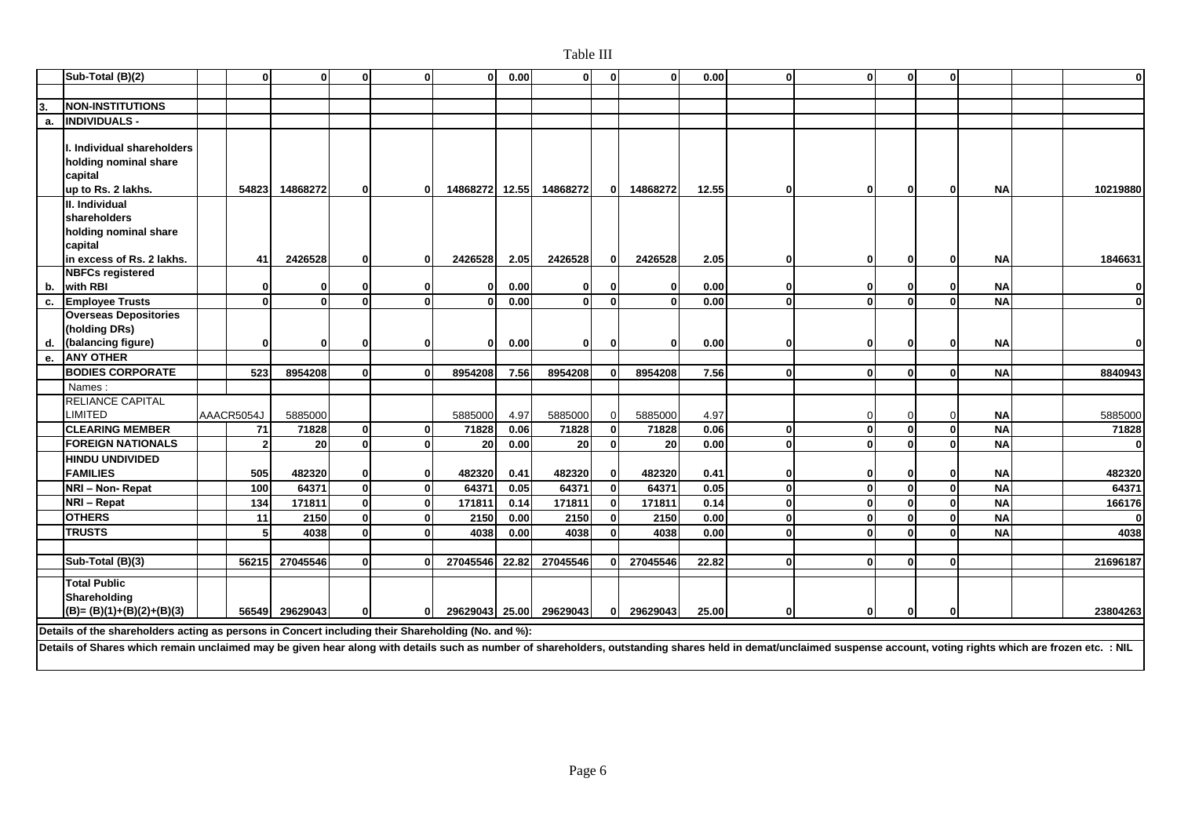Table III

| | | | | | | | | | | | | | | | | | | |
|---|---|---|---|---|---|---|---|---|---|---|---|---|---|---|---|---|---|---|
| | **Sub-Total (B)(2)** | | **0** | **0** | **0** | **0** | **0** | **0.00** | **0** | **0** | **0** | **0.00** | **0** | **0** | **0** | **0** | | **0** |
| | | | | | | | | | | | | | | | | | | |
| **3.** | **NON-INSTITUTIONS** | | | | | | | | | | | | | | | | | |
| **a.** | **INDIVIDUALS -** | | | | | | | | | | | | | | | | | |
| | **I. Individual shareholders holding nominal share capital up to Rs. 2 lakhs.** | | **54823** | **14868272** | **0** | **0** | **14868272** | **12.55** | **14868272** | **0** | **14868272** | **12.55** | **0** | **0** | **0** | **0** | **NA** | **10219880** |
| | **II. Individual shareholders holding nominal share capital in excess of Rs. 2 lakhs.** | | **41** | **2426528** | **0** | **0** | **2426528** | **2.05** | **2426528** | **0** | **2426528** | **2.05** | **0** | **0** | **0** | **0** | **NA** | **1846631** |
| **b.** | **NBFCs registered with RBI** | | **0** | **0** | **0** | **0** | **0** | **0.00** | **0** | **0** | **0** | **0.00** | **0** | **0** | **0** | **0** | **NA** | **0** |
| **c.** | **Employee Trusts** | | **0** | **0** | **0** | **0** | **0** | **0.00** | **0** | **0** | **0** | **0.00** | **0** | **0** | **0** | **0** | **NA** | **0** |
| **d.** | **Overseas Depositories (holding DRs) (balancing figure)** | | **0** | **0** | **0** | **0** | **0** | **0.00** | **0** | **0** | **0** | **0.00** | **0** | **0** | **0** | **0** | **NA** | **0** |
| **e.** | **ANY OTHER** | | | | | | | | | | | | | | | | | |
| | **BODIES CORPORATE** | | **523** | **8954208** | **0** | **0** | **8954208** | **7.56** | **8954208** | **0** | **8954208** | **7.56** | **0** | **0** | **0** | **0** | **NA** | **8840943** |
| | Names : | | | | | | | | | | | | | | | | | |
| | RELIANCE CAPITAL LIMITED | AAACR5054J | | 5885000 | | | 5885000 | 4.97 | 5885000 | 0 | 5885000 | 4.97 | | 0 | 0 | 0 | **NA** | 5885000 |
| | **CLEARING MEMBER** | | **71** | **71828** | **0** | **0** | **71828** | **0.06** | **71828** | **0** | **71828** | **0.06** | **0** | **0** | **0** | **0** | **NA** | **71828** |
| | **FOREIGN NATIONALS** | | **2** | **20** | **0** | **0** | **20** | **0.00** | **20** | **0** | **20** | **0.00** | **0** | **0** | **0** | **0** | **NA** | **0** |
| | **HINDU UNDIVIDED FAMILIES** | | **505** | **482320** | **0** | **0** | **482320** | **0.41** | **482320** | **0** | **482320** | **0.41** | **0** | **0** | **0** | **0** | **NA** | **482320** |
| | **NRI – Non- Repat** | | **100** | **64371** | **0** | **0** | **64371** | **0.05** | **64371** | **0** | **64371** | **0.05** | **0** | **0** | **0** | **0** | **NA** | **64371** |
| | **NRI – Repat** | | **134** | **171811** | **0** | **0** | **171811** | **0.14** | **171811** | **0** | **171811** | **0.14** | **0** | **0** | **0** | **0** | **NA** | **166176** |
| | **OTHERS** | | **11** | **2150** | **0** | **0** | **2150** | **0.00** | **2150** | **0** | **2150** | **0.00** | **0** | **0** | **0** | **0** | **NA** | **0** |
| | **TRUSTS** | | **5** | **4038** | **0** | **0** | **4038** | **0.00** | **4038** | **0** | **4038** | **0.00** | **0** | **0** | **0** | **0** | **NA** | **4038** |
| | | | | | | | | | | | | | | | | | | |
| | **Sub-Total (B)(3)** | | **56215** | **27045546** | **0** | **0** | **27045546** | **22.82** | **27045546** | **0** | **27045546** | **22.82** | **0** | **0** | **0** | **0** | | **21696187** |
| | **Total Public Shareholding (B)= (B)(1)+(B)(2)+(B)(3)** | | **56549** | **29629043** | **0** | **0** | **29629043** | **25.00** | **29629043** | **0** | **29629043** | **25.00** | **0** | **0** | **0** | **0** | | **23804263** |

**Details of the shareholders acting as persons in Concert including their Shareholding (No. and %):**

**Details of Shares which remain unclaimed may be given hear along with details such as number of shareholders, outstanding shares held in demat/unclaimed suspense account, voting rights which are frozen etc. : NIL**